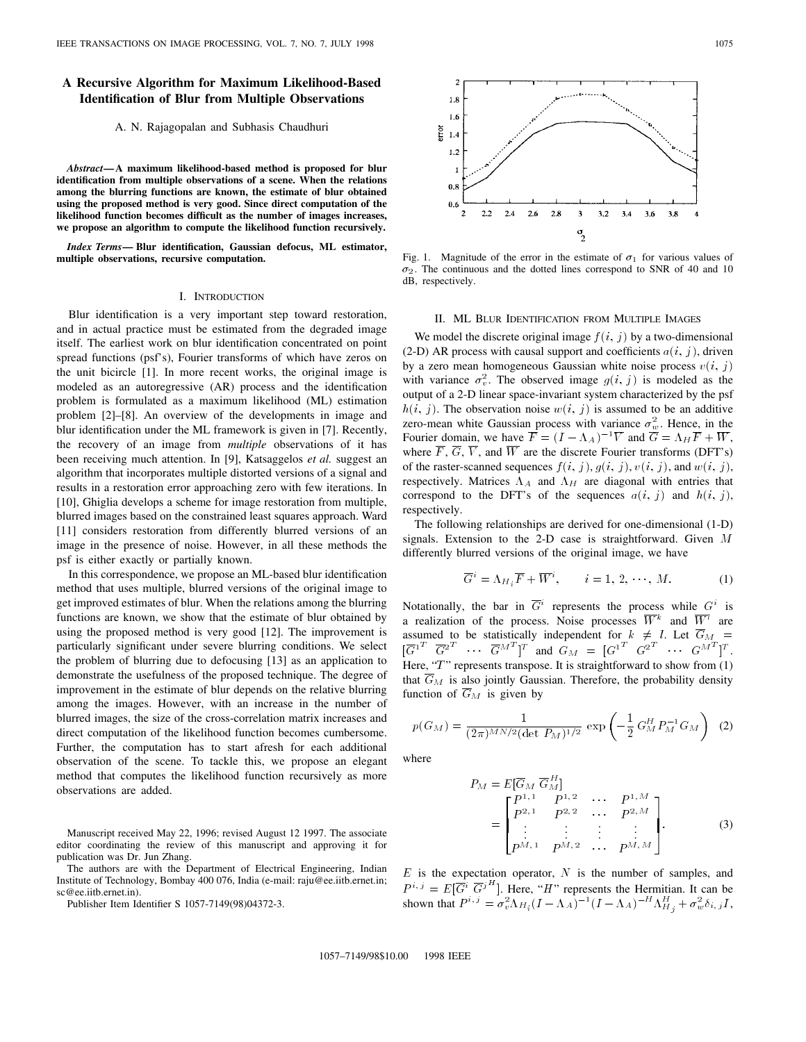# A Recursive Algorithm for Maximum Likelihood-Based Identification of Blur from Multiple Observations

A. N. Rajagopalan and Subhasis Chaudhuri

***Abstract*— A maximum likelihood-based method is proposed for blur identification from multiple observations of a scene. When the relations among the blurring functions are known, the estimate of blur obtained using the proposed method is very good. Since direct computation of the likelihood function becomes difficult as the number of images increases, we propose an algorithm to compute the likelihood function recursively.**

***Index Terms*— Blur identification, Gaussian defocus, ML estimator, multiple observations, recursive computation.**

## I. Introduction

Blur identification is a very important step toward restoration, and in actual practice must be estimated from the degraded image itself. The earliest work on blur identification concentrated on point spread functions (psf's), Fourier transforms of which have zeros on the unit bicircle [1]. In more recent works, the original image is modeled as an autoregressive (AR) process and the identification problem is formulated as a maximum likelihood (ML) estimation problem [2]–[8]. An overview of the developments in image and blur identification under the ML framework is given in [7]. Recently, the recovery of an image from *multiple* observations of it has been receiving much attention. In [9], Katsaggelos *et al.* suggest an algorithm that incorporates multiple distorted versions of a signal and results in a restoration error approaching zero with few iterations. In [10], Ghiglia develops a scheme for image restoration from multiple, blurred images based on the constrained least squares approach. Ward [11] considers restoration from differently blurred versions of an image in the presence of noise. However, in all these methods the psf is either exactly or partially known.

In this correspondence, we propose an ML-based blur identification method that uses multiple, blurred versions of the original image to get improved estimates of blur. When the relations among the blurring functions are known, we show that the estimate of blur obtained by using the proposed method is very good [12]. The improvement is particularly significant under severe blurring conditions. We select the problem of blurring due to defocusing [13] as an application to demonstrate the usefulness of the proposed technique. The degree of improvement in the estimate of blur depends on the relative blurring among the images. However, with an increase in the number of blurred images, the size of the cross-correlation matrix increases and direct computation of the likelihood function becomes cumbersome. Further, the computation has to start afresh for each additional observation of the scene. To tackle this, we propose an elegant method that computes the likelihood function recursively as more observations are added.

Manuscript received May 22, 1996; revised August 12 1997. The associate editor coordinating the review of this manuscript and approving it for publication was Dr. Jun Zhang.

The authors are with the Department of Electrical Engineering, Indian Institute of Technology, Bombay 400 076, India (e-mail: raju@ee.iitb.ernet.in; sc@ee.iitb.ernet.in).

Publisher Item Identifier S 1057-7149(98)04372-3.

Fig. 1. Magnitude of the error in the estimate of $\sigma_1$ for various values of $\sigma_2$. The continuous and the dotted lines correspond to SNR of 40 and 10 dB, respectively.

## II. ML Blur Identification from Multiple Images

We model the discrete original image $f(i, j)$ by a two-dimensional (2-D) AR process with causal support and coefficients $a(i, j)$, driven by a zero mean homogeneous Gaussian white noise process $v(i, j)$ with variance $\sigma_v^2$. The observed image $g(i, j)$ is modeled as the output of a 2-D linear space-invariant system characterized by the psf $h(i, j)$. The observation noise $w(i, j)$ is assumed to be an additive zero-mean white Gaussian process with variance $\sigma_w^2$. Hence, in the Fourier domain, we have $\overline{F} = (I - \Lambda_A)^{-1}\overline{V}$ and $\overline{G} = \Lambda_H \overline{F} + \overline{W}$, where $\overline{F}$, $\overline{G}$, $\overline{V}$, and $\overline{W}$ are the discrete Fourier transforms (DFT's) of the raster-scanned sequences $f(i, j), g(i, j), v(i, j)$, and $w(i, j)$, respectively. Matrices $\Lambda_A$ and $\Lambda_H$ are diagonal with entries that correspond to the DFT's of the sequences $a(i, j)$ and $h(i, j)$, respectively.

The following relationships are derived for one-dimensional (1-D) signals. Extension to the 2-D case is straightforward. Given $M$ differently blurred versions of the original image, we have

$$\overline{G}^i = \Lambda_{H_i}\overline{F} + \overline{W}^i, \qquad i = 1, 2, \cdots, M. \tag{1}$$

Notationally, the bar in $\overline{G}^i$ represents the process while $G^i$ is a realization of the process. Noise processes $\overline{W}^k$ and $\overline{W}^l$ are assumed to be statistically independent for $k \neq l$. Let $\overline{G}_M = [\overline{G}^{1^T} \;\; \overline{G}^{2^T} \;\; \cdots \;\; \overline{G}^{M^T}]^T$ and $G_M = [G^{1^T} \;\; G^{2^T} \;\; \cdots \;\; G^{M^T}]^T$. Here, "$T$" represents transpose. It is straightforward to show from (1) that $\overline{G}_M$ is also jointly Gaussian. Therefore, the probability density function of $\overline{G}_M$ is given by

$$p(G_M) = \frac{1}{(2\pi)^{MN/2}(\det P_M)^{1/2}} \exp\left(-\frac{1}{2} G_M^H P_M^{-1} G_M\right) \tag{2}$$

where

$$P_M = E[\overline{G}_M \, \overline{G}_M^H] = \begin{bmatrix} P^{1,1} & P^{1,2} & \cdots & P^{1,M} \\ P^{2,1} & P^{2,2} & \cdots & P^{2,M} \\ \vdots & \vdots & \vdots & \vdots \\ P^{M,1} & P^{M,2} & \cdots & P^{M,M} \end{bmatrix}. \tag{3}$$

$E$ is the expectation operator, $N$ is the number of samples, and $P^{i,j} = E[\overline{G}^i \, \overline{G}^{j^H}]$. Here, "$H$" represents the Hermitian. It can be shown that $P^{i,j} = \sigma_v^2 \Lambda_{H_i}(I - \Lambda_A)^{-1}(I - \Lambda_A)^{-H}\Lambda_{H_j}^H + \sigma_w^2 \delta_{i,j} I$,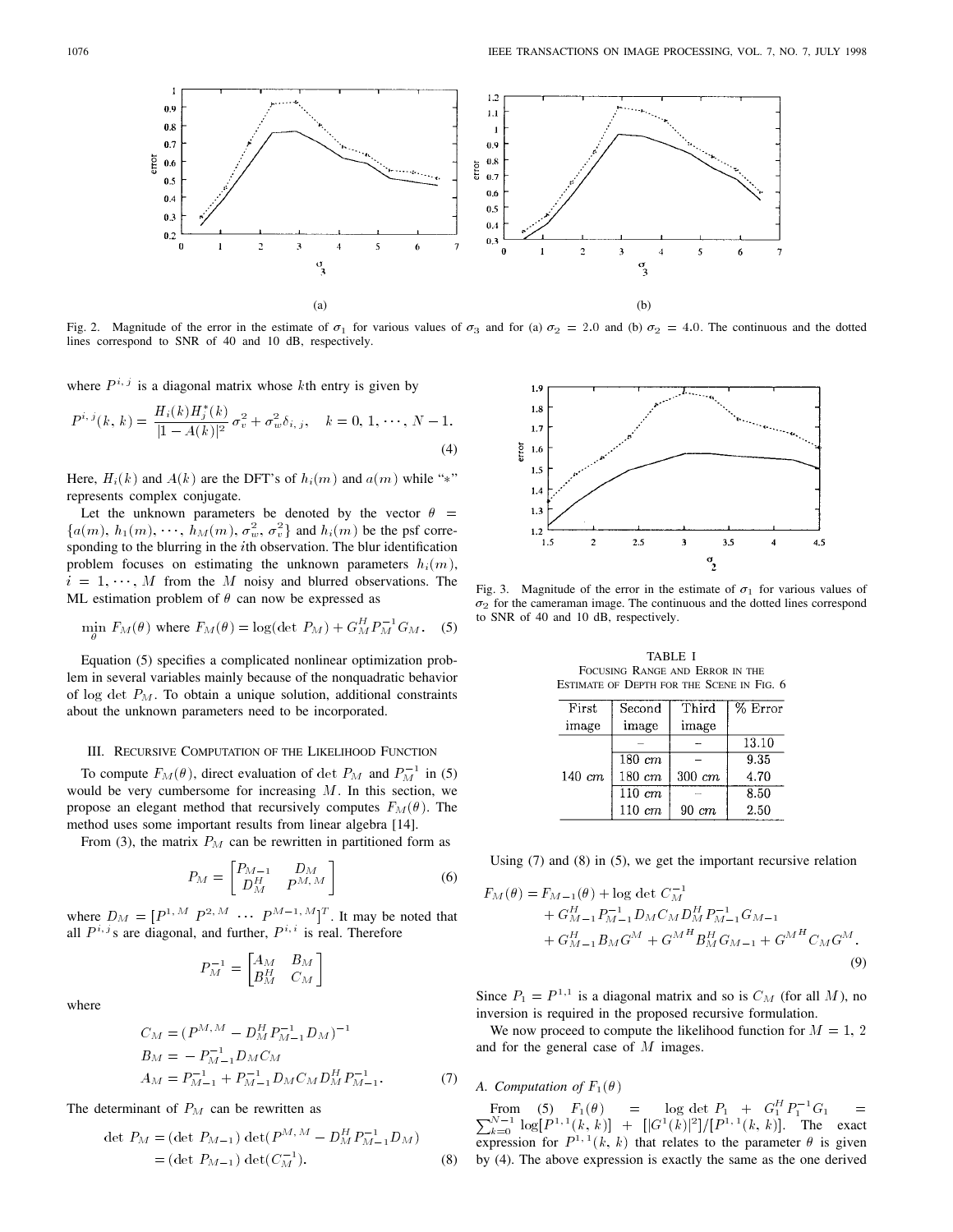Fig. 2. Magnitude of the error in the estimate of $\sigma_1$ for various values of $\sigma_3$ and for (a) $\sigma_2 = 2.0$ and (b) $\sigma_2 = 4.0$. The continuous and the dotted lines correspond to SNR of 40 and 10 dB, respectively.

where $P^{i,j}$ is a diagonal matrix whose $k$th entry is given by

$$P^{i,j}(k,k) = \frac{H_i(k)H_j^*(k)}{|1 - A(k)|^2}\sigma_v^2 + \sigma_w^2 \delta_{i,j}, \quad k = 0, 1, \cdots, N-1. \tag{4}$$

Here, $H_i(k)$ and $A(k)$ are the DFT's of $h_i(m)$ and $a(m)$ while "$*$" represents complex conjugate.

Let the unknown parameters be denoted by the vector $\theta = \{a(m), h_1(m), \cdots, h_M(m), \sigma_w^2, \sigma_v^2\}$ and $h_i(m)$ be the psf corresponding to the blurring in the $i$th observation. The blur identification problem focuses on estimating the unknown parameters $h_i(m)$, $i = 1, \cdots, M$ from the $M$ noisy and blurred observations. The ML estimation problem of $\theta$ can now be expressed as

$$\min_\theta F_M(\theta) \text{ where } F_M(\theta) = \log(\det P_M) + G_M^H P_M^{-1} G_M. \tag{5}$$

Equation (5) specifies a complicated nonlinear optimization problem in several variables mainly because of the nonquadratic behavior of $\log \det P_M$. To obtain a unique solution, additional constraints about the unknown parameters need to be incorporated.

## III. Recursive Computation of the Likelihood Function

To compute $F_M(\theta)$, direct evaluation of $\det P_M$ and $P_M^{-1}$ in (5) would be very cumbersome for increasing $M$. In this section, we propose an elegant method that recursively computes $F_M(\theta)$. The method uses some important results from linear algebra [14].

From (3), the matrix $P_M$ can be rewritten in partitioned form as

$$P_M = \begin{bmatrix} P_{M-1} & D_M \\ D_M^H & P^{M,M} \end{bmatrix} \tag{6}$$

where $D_M = [P^{1,M} \; P^{2,M} \; \cdots \; P^{M-1,M}]^T$. It may be noted that all $P^{i,j}$s are diagonal, and further, $P^{i,i}$ is real. Therefore

$$P_M^{-1} = \begin{bmatrix} A_M & B_M \\ B_M^H & C_M \end{bmatrix}$$

where

$$\begin{aligned} C_M &= (P^{M,M} - D_M^H P_{M-1}^{-1} D_M)^{-1} \\ B_M &= -P_{M-1}^{-1} D_M C_M \\ A_M &= P_{M-1}^{-1} + P_{M-1}^{-1} D_M C_M D_M^H P_{M-1}^{-1}. \end{aligned} \tag{7}$$

The determinant of $P_M$ can be rewritten as

$$\begin{aligned} \det P_M &= (\det P_{M-1}) \det(P^{M,M} - D_M^H P_{M-1}^{-1} D_M) \\ &= (\det P_{M-1}) \det(C_M^{-1}). \end{aligned} \tag{8}$$

Fig. 3. Magnitude of the error in the estimate of $\sigma_1$ for various values of $\sigma_2$ for the cameraman image. The continuous and the dotted lines correspond to SNR of 40 and 10 dB, respectively.

TABLE I
Focusing Range and Error in the Estimate of Depth for the Scene in Fig. 6

| First image | Second image | Third image | % Error |
|---|---|---|---|
| 140 $cm$ | – | – | 13.10 |
| | 180 $cm$ | – | 9.35 |
| | 180 $cm$ | 300 $cm$ | 4.70 |
| | 110 $cm$ | – | 8.50 |
| | 110 $cm$ | 90 $cm$ | 2.50 |

Using (7) and (8) in (5), we get the important recursive relation

$$\begin{aligned} F_M(\theta) = &F_{M-1}(\theta) + \log \det C_M^{-1} \\ &+ G_{M-1}^H P_{M-1}^{-1} D_M C_M D_M^H P_{M-1}^{-1} G_{M-1} \\ &+ G_{M-1}^H B_M G^M + G^{M^H} B_M^H G_{M-1} + G^{M^H} C_M G^M. \end{aligned} \tag{9}$$

Since $P_1 = P^{1,1}$ is a diagonal matrix and so is $C_M$ (for all $M$), no inversion is required in the proposed recursive formulation.

We now proceed to compute the likelihood function for $M = 1, 2$ and for the general case of $M$ images.

### A. Computation of $F_1(\theta)$

From (5) $F_1(\theta) = \log \det P_1 + G_1^H P_1^{-1} G_1 = \sum_{k=0}^{N-1} \log[P^{1,1}(k,k)] + [|G^1(k)|^2]/[P^{1,1}(k,k)]$. The exact expression for $P^{1,1}(k,k)$ that relates to the parameter $\theta$ is given by (4). The above expression is exactly the same as the one derived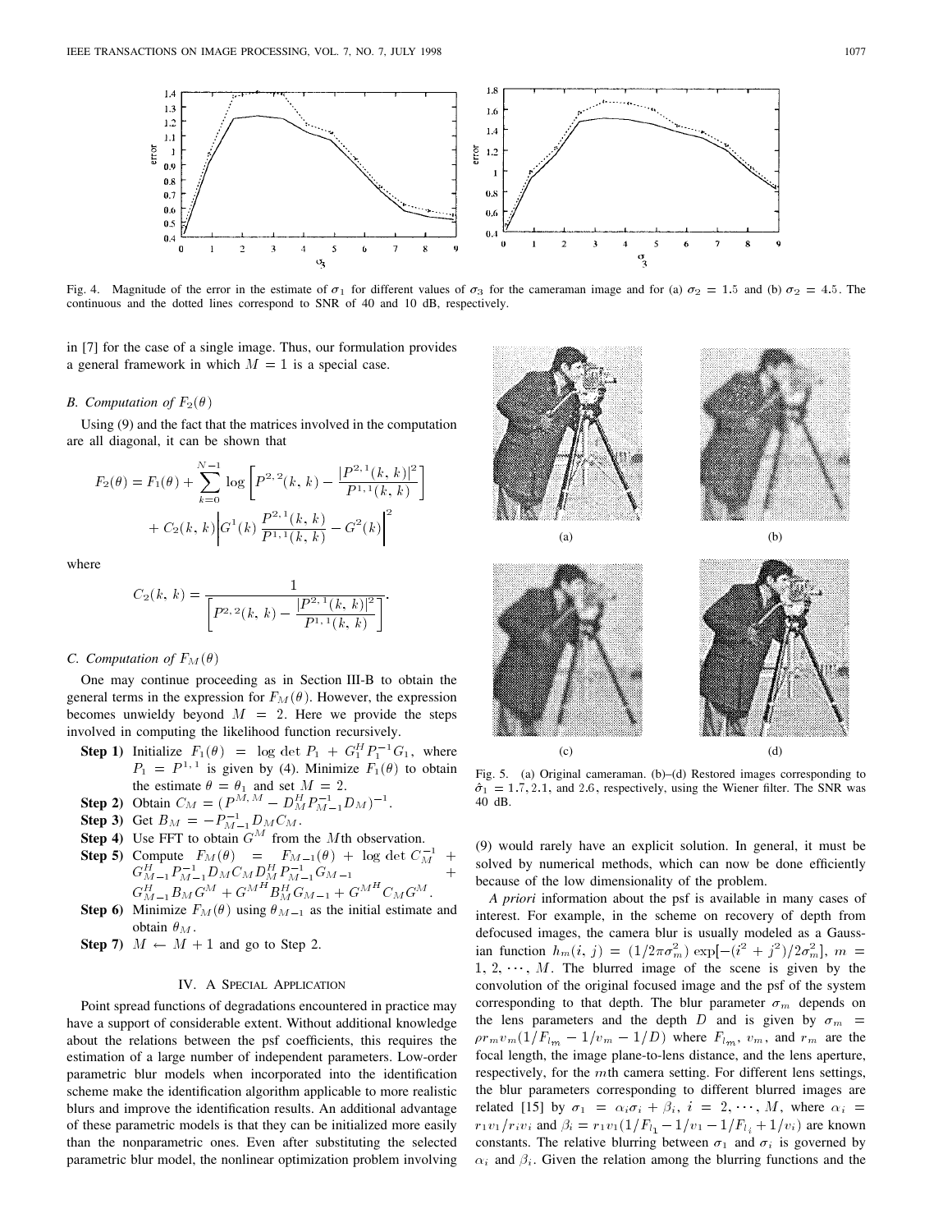Fig. 4. Magnitude of the error in the estimate of $\sigma_1$ for different values of $\sigma_3$ for the cameraman image and for (a) $\sigma_2 = 1.5$ and (b) $\sigma_2 = 4.5$. The continuous and the dotted lines correspond to SNR of 40 and 10 dB, respectively.

in [7] for the case of a single image. Thus, our formulation provides a general framework in which $M = 1$ is a special case.

### B. Computation of $F_2(\theta)$

Using (9) and the fact that the matrices involved in the computation are all diagonal, it can be shown that

$$F_2(\theta) = F_1(\theta) + \sum_{k=0}^{N-1} \log\left[P^{2,2}(k,k) - \frac{|P^{2,1}(k,k)|^2}{P^{1,1}(k,k)}\right] + C_2(k,k)\left|G^1(k)\frac{P^{2,1}(k,k)}{P^{1,1}(k,k)} - G^2(k)\right|^2$$

where

$$C_2(k,k) = \frac{1}{\left[P^{2,2}(k,k) - \dfrac{|P^{2,1}(k,k)|^2}{P^{1,1}(k,k)}\right]}.$$

### C. Computation of $F_M(\theta)$

One may continue proceeding as in Section III-B to obtain the general terms in the expression for $F_M(\theta)$. However, the expression becomes unwieldy beyond $M = 2$. Here we provide the steps involved in computing the likelihood function recursively.

- **Step 1)** Initialize $F_1(\theta) = \log\det P_1 + G_1^H P_1^{-1} G_1$, where $P_1 = P^{1,1}$ is given by (4). Minimize $F_1(\theta)$ to obtain the estimate $\theta = \theta_1$ and set $M = 2$.
- **Step 2)** Obtain $C_M = (P^{M,M} - D_M^H P_{M-1}^{-1} D_M)^{-1}$.
- **Step 3)** Get $B_M = -P_{M-1}^{-1} D_M C_M$.
- **Step 4)** Use FFT to obtain $G^M$ from the $M$th observation.
- **Step 5)** Compute $F_M(\theta) = F_{M-1}(\theta) + \log\det C_M^{-1} + G_{M-1}^H P_{M-1}^{-1} D_M C_M D_M^H P_{M-1}^{-1} G_{M-1} + G_{M-1}^H B_M G^M + G^{M^H} B_M^H G_{M-1} + G^{M^H} C_M G^M$.
- **Step 6)** Minimize $F_M(\theta)$ using $\theta_{M-1}$ as the initial estimate and obtain $\theta_M$.
- **Step 7)** $M \leftarrow M + 1$ and go to Step 2.

## IV. A Special Application

Point spread functions of degradations encountered in practice may have a support of considerable extent. Without additional knowledge about the relations between the psf coefficients, this requires the estimation of a large number of independent parameters. Low-order parametric blur models when incorporated into the identification scheme make the identification algorithm applicable to more realistic blurs and improve the identification results. An additional advantage of these parametric models is that they can be initialized more easily than the nonparametric ones. Even after substituting the selected parametric blur model, the nonlinear optimization problem involving (9) would rarely have an explicit solution. In general, it must be solved by numerical methods, which can now be done efficiently because of the low dimensionality of the problem.

Fig. 5. (a) Original cameraman. (b)–(d) Restored images corresponding to $\hat{\sigma}_1 = 1.7, 2.1$, and $2.6$, respectively, using the Wiener filter. The SNR was 40 dB.

*A priori* information about the psf is available in many cases of interest. For example, in the scheme on recovery of depth from defocused images, the camera blur is usually modeled as a Gaussian function $h_m(i,j) = (1/2\pi\sigma_m^2)\exp[-(i^2+j^2)/2\sigma_m^2]$, $m = 1, 2, \cdots, M$. The blurred image of the scene is given by the convolution of the original focused image and the psf of the system corresponding to that depth. The blur parameter $\sigma_m$ depends on the lens parameters and the depth $D$ and is given by $\sigma_m = \rho r_m v_m(1/F_{l_m} - 1/v_m - 1/D)$ where $F_{l_m}$, $v_m$, and $r_m$ are the focal length, the image plane-to-lens distance, and the lens aperture, respectively, for the $m$th camera setting. For different lens settings, the blur parameters corresponding to different blurred images are related [15] by $\sigma_1 = \alpha_i \sigma_i + \beta_i$, $i = 2, \cdots, M$, where $\alpha_i = r_1 v_1 / r_i v_i$ and $\beta_i = r_1 v_1(1/F_{l_1} - 1/v_1 - 1/F_{l_i} + 1/v_i)$ are known constants. The relative blurring between $\sigma_1$ and $\sigma_i$ is governed by $\alpha_i$ and $\beta_i$. Given the relation among the blurring functions and the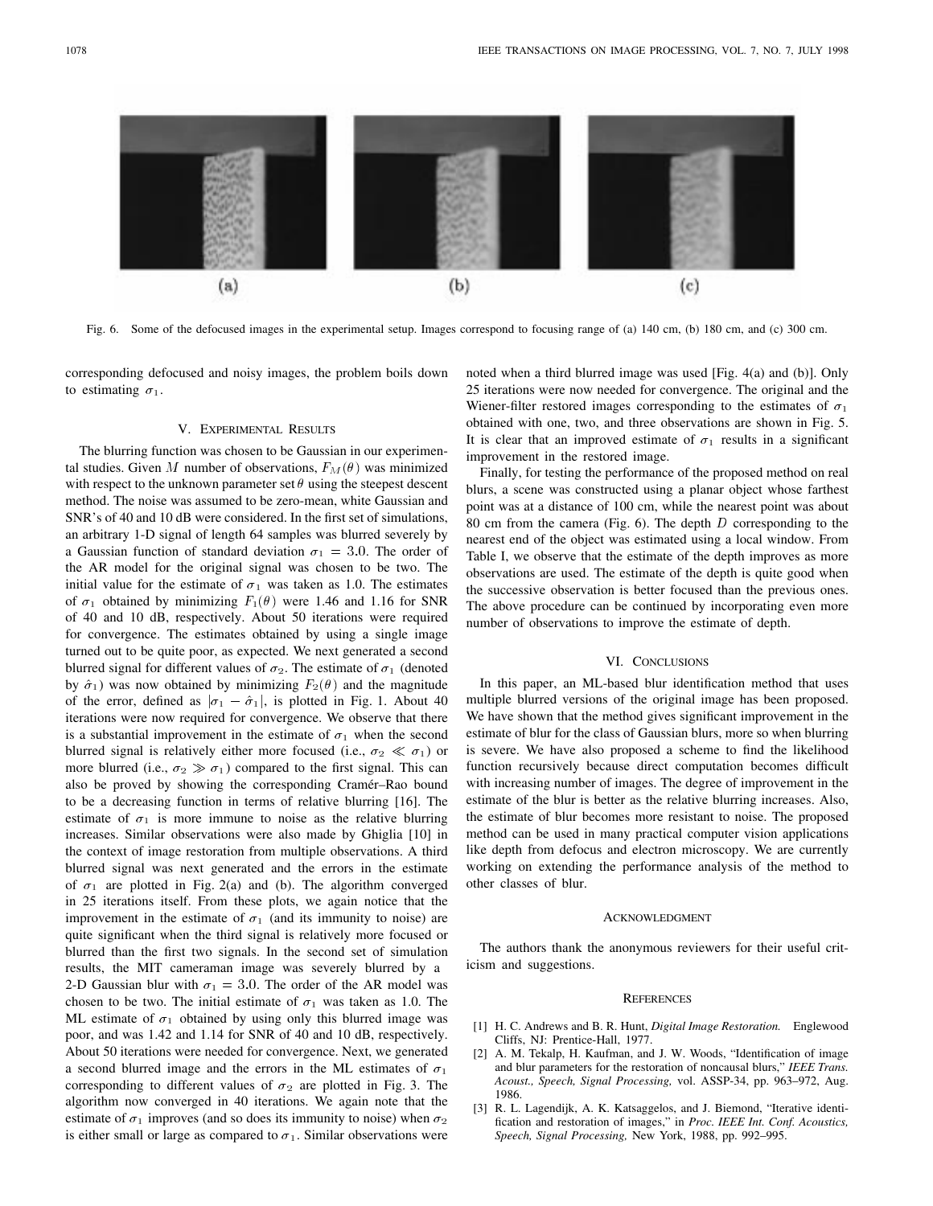Fig. 6. Some of the defocused images in the experimental setup. Images correspond to focusing range of (a) 140 cm, (b) 180 cm, and (c) 300 cm.

corresponding defocused and noisy images, the problem boils down to estimating $\sigma_1$.

## V. Experimental Results

The blurring function was chosen to be Gaussian in our experimental studies. Given $M$ number of observations, $F_M(\theta)$ was minimized with respect to the unknown parameter set $\theta$ using the steepest descent method. The noise was assumed to be zero-mean, white Gaussian and SNR's of 40 and 10 dB were considered. In the first set of simulations, an arbitrary 1-D signal of length 64 samples was blurred severely by a Gaussian function of standard deviation $\sigma_1 = 3.0$. The order of the AR model for the original signal was chosen to be two. The initial value for the estimate of $\sigma_1$ was taken as 1.0. The estimates of $\sigma_1$ obtained by minimizing $F_1(\theta)$ were 1.46 and 1.16 for SNR of 40 and 10 dB, respectively. About 50 iterations were required for convergence. The estimates obtained by using a single image turned out to be quite poor, as expected. We next generated a second blurred signal for different values of $\sigma_2$. The estimate of $\sigma_1$ (denoted by $\hat{\sigma}_1$) was now obtained by minimizing $F_2(\theta)$ and the magnitude of the error, defined as $|\sigma_1 - \hat{\sigma}_1|$, is plotted in Fig. 1. About 40 iterations were now required for convergence. We observe that there is a substantial improvement in the estimate of $\sigma_1$ when the second blurred signal is relatively either more focused (i.e., $\sigma_2 \ll \sigma_1$) or more blurred (i.e., $\sigma_2 \gg \sigma_1$) compared to the first signal. This can also be proved by showing the corresponding Cramér–Rao bound to be a decreasing function in terms of relative blurring [16]. The estimate of $\sigma_1$ is more immune to noise as the relative blurring increases. Similar observations were also made by Ghiglia [10] in the context of image restoration from multiple observations. A third blurred signal was next generated and the errors in the estimate of $\sigma_1$ are plotted in Fig. 2(a) and (b). The algorithm converged in 25 iterations itself. From these plots, we again notice that the improvement in the estimate of $\sigma_1$ (and its immunity to noise) are quite significant when the third signal is relatively more focused or blurred than the first two signals. In the second set of simulation results, the MIT cameraman image was severely blurred by a 2-D Gaussian blur with $\sigma_1 = 3.0$. The order of the AR model was chosen to be two. The initial estimate of $\sigma_1$ was taken as 1.0. The ML estimate of $\sigma_1$ obtained by using only this blurred image was poor, and was 1.42 and 1.14 for SNR of 40 and 10 dB, respectively. About 50 iterations were needed for convergence. Next, we generated a second blurred image and the errors in the ML estimates of $\sigma_1$ corresponding to different values of $\sigma_2$ are plotted in Fig. 3. The algorithm now converged in 40 iterations. We again note that the estimate of $\sigma_1$ improves (and so does its immunity to noise) when $\sigma_2$ is either small or large as compared to $\sigma_1$. Similar observations were noted when a third blurred image was used [Fig. 4(a) and (b)]. Only 25 iterations were now needed for convergence. The original and the Wiener-filter restored images corresponding to the estimates of $\sigma_1$ obtained with one, two, and three observations are shown in Fig. 5. It is clear that an improved estimate of $\sigma_1$ results in a significant improvement in the restored image.

Finally, for testing the performance of the proposed method on real blurs, a scene was constructed using a planar object whose farthest point was at a distance of 100 cm, while the nearest point was about 80 cm from the camera (Fig. 6). The depth $D$ corresponding to the nearest end of the object was estimated using a local window. From Table I, we observe that the estimate of the depth improves as more observations are used. The estimate of the depth is quite good when the successive observation is better focused than the previous ones. The above procedure can be continued by incorporating even more number of observations to improve the estimate of depth.

## VI. Conclusions

In this paper, an ML-based blur identification method that uses multiple blurred versions of the original image has been proposed. We have shown that the method gives significant improvement in the estimate of blur for the class of Gaussian blurs, more so when blurring is severe. We have also proposed a scheme to find the likelihood function recursively because direct computation becomes difficult with increasing number of images. The degree of improvement in the estimate of the blur is better as the relative blurring increases. Also, the estimate of blur becomes more resistant to noise. The proposed method can be used in many practical computer vision applications like depth from defocus and electron microscopy. We are currently working on extending the performance analysis of the method to other classes of blur.

## Acknowledgment

The authors thank the anonymous reviewers for their useful criticism and suggestions.

## References

[1] H. C. Andrews and B. R. Hunt, *Digital Image Restoration.* Englewood Cliffs, NJ: Prentice-Hall, 1977.

[2] A. M. Tekalp, H. Kaufman, and J. W. Woods, "Identification of image and blur parameters for the restoration of noncausal blurs," *IEEE Trans. Acoust., Speech, Signal Processing,* vol. ASSP-34, pp. 963–972, Aug. 1986.

[3] R. L. Lagendijk, A. K. Katsaggelos, and J. Biemond, "Iterative identification and restoration of images," in *Proc. IEEE Int. Conf. Acoustics, Speech, Signal Processing,* New York, 1988, pp. 992–995.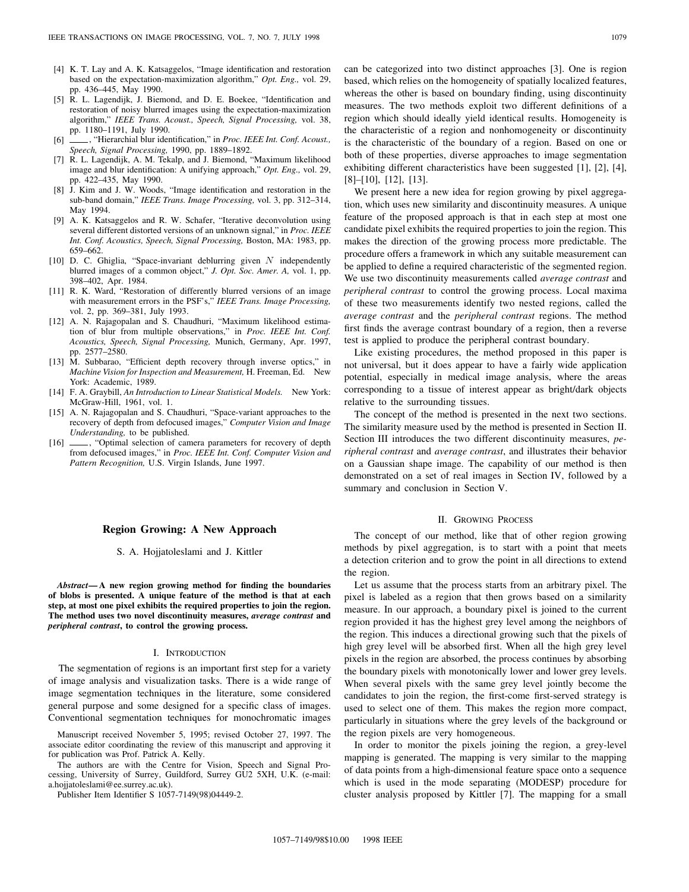[4] K. T. Lay and A. K. Katsaggelos, "Image identification and restoration based on the expectation-maximization algorithm," *Opt. Eng.,* vol. 29, pp. 436–445, May 1990.

[5] R. L. Lagendijk, J. Biemond, and D. E. Boekee, "Identification and restoration of noisy blurred images using the expectation-maximization algorithm," *IEEE Trans. Acoust., Speech, Signal Processing,* vol. 38, pp. 1180–1191, July 1990.

[6] ——, "Hierarchial blur identification," in *Proc. IEEE Int. Conf. Acoust., Speech, Signal Processing,* 1990, pp. 1889–1892.

[7] R. L. Lagendijk, A. M. Tekalp, and J. Biemond, "Maximum likelihood image and blur identification: A unifying approach," *Opt. Eng.,* vol. 29, pp. 422–435, May 1990.

[8] J. Kim and J. W. Woods, "Image identification and restoration in the sub-band domain," *IEEE Trans. Image Processing,* vol. 3, pp. 312–314, May 1994.

[9] A. K. Katsaggelos and R. W. Schafer, "Iterative deconvolution using several different distorted versions of an unknown signal," in *Proc. IEEE Int. Conf. Acoustics, Speech, Signal Processing,* Boston, MA: 1983, pp. 659–662.

[10] D. C. Ghiglia, "Space-invariant deblurring given $N$ independently blurred images of a common object," *J. Opt. Soc. Amer. A,* vol. 1, pp. 398–402, Apr. 1984.

[11] R. K. Ward, "Restoration of differently blurred versions of an image with measurement errors in the PSF's," *IEEE Trans. Image Processing,* vol. 2, pp. 369–381, July 1993.

[12] A. N. Rajagopalan and S. Chaudhuri, "Maximum likelihood estimation of blur from multiple observations," in *Proc. IEEE Int. Conf. Acoustics, Speech, Signal Processing,* Munich, Germany, Apr. 1997, pp. 2577–2580.

[13] M. Subbarao, "Efficient depth recovery through inverse optics," in *Machine Vision for Inspection and Measurement,* H. Freeman, Ed. New York: Academic, 1989.

[14] F. A. Graybill, *An Introduction to Linear Statistical Models.* New York: McGraw-Hill, 1961, vol. 1.

[15] A. N. Rajagopalan and S. Chaudhuri, "Space-variant approaches to the recovery of depth from defocused images," *Computer Vision and Image Understanding,* to be published.

[16] ——, "Optimal selection of camera parameters for recovery of depth from defocused images," in *Proc. IEEE Int. Conf. Computer Vision and Pattern Recognition,* U.S. Virgin Islands, June 1997.

# Region Growing: A New Approach

S. A. Hojjatoleslami and J. Kittler

***Abstract*— A new region growing method for finding the boundaries of blobs is presented. A unique feature of the method is that at each step, at most one pixel exhibits the required properties to join the region. The method uses two novel discontinuity measures, *average contrast* and *peripheral contrast*, to control the growing process.**

## I. Introduction

The segmentation of regions is an important first step for a variety of image analysis and visualization tasks. There is a wide range of image segmentation techniques in the literature, some considered general purpose and some designed for a specific class of images. Conventional segmentation techniques for monochromatic images can be categorized into two distinct approaches [3]. One is region based, which relies on the homogeneity of spatially localized features, whereas the other is based on boundary finding, using discontinuity measures. The two methods exploit two different definitions of a region which should ideally yield identical results. Homogeneity is the characteristic of a region and nonhomogeneity or discontinuity is the characteristic of the boundary of a region. Based on one or both of these properties, diverse approaches to image segmentation exhibiting different characteristics have been suggested [1], [2], [4], [8]–[10], [12], [13].

Manuscript received November 5, 1995; revised October 27, 1997. The associate editor coordinating the review of this manuscript and approving it for publication was Prof. Patrick A. Kelly.

The authors are with the Centre for Vision, Speech and Signal Processing, University of Surrey, Guildford, Surrey GU2 5XH, U.K. (e-mail: a.hojjatoleslami@ee.surrey.ac.uk).

Publisher Item Identifier S 1057-7149(98)04449-2.

We present here a new idea for region growing by pixel aggregation, which uses new similarity and discontinuity measures. A unique feature of the proposed approach is that in each step at most one candidate pixel exhibits the required properties to join the region. This makes the direction of the growing process more predictable. The procedure offers a framework in which any suitable measurement can be applied to define a required characteristic of the segmented region. We use two discontinuity measurements called *average contrast* and *peripheral contrast* to control the growing process. Local maxima of these two measurements identify two nested regions, called the *average contrast* and the *peripheral contrast* regions. The method first finds the average contrast boundary of a region, then a reverse test is applied to produce the peripheral contrast boundary.

Like existing procedures, the method proposed in this paper is not universal, but it does appear to have a fairly wide application potential, especially in medical image analysis, where the areas corresponding to a tissue of interest appear as bright/dark objects relative to the surrounding tissues.

The concept of the method is presented in the next two sections. The similarity measure used by the method is presented in Section II. Section III introduces the two different discontinuity measures, *peripheral contrast* and *average contrast*, and illustrates their behavior on a Gaussian shape image. The capability of our method is then demonstrated on a set of real images in Section IV, followed by a summary and conclusion in Section V.

## II. Growing Process

The concept of our method, like that of other region growing methods by pixel aggregation, is to start with a point that meets a detection criterion and to grow the point in all directions to extend the region.

Let us assume that the process starts from an arbitrary pixel. The pixel is labeled as a region that then grows based on a similarity measure. In our approach, a boundary pixel is joined to the current region provided it has the highest grey level among the neighbors of the region. This induces a directional growing such that the pixels of high grey level will be absorbed first. When all the high grey level pixels in the region are absorbed, the process continues by absorbing the boundary pixels with monotonically lower and lower grey levels. When several pixels with the same grey level jointly become the candidates to join the region, the first-come first-served strategy is used to select one of them. This makes the region more compact, particularly in situations where the grey levels of the background or the region pixels are very homogeneous.

In order to monitor the pixels joining the region, a grey-level mapping is generated. The mapping is very similar to the mapping of data points from a high-dimensional feature space onto a sequence which is used in the mode separating (MODESP) procedure for cluster analysis proposed by Kittler [7]. The mapping for a small

1057–7149/98$10.00 © 1998 IEEE